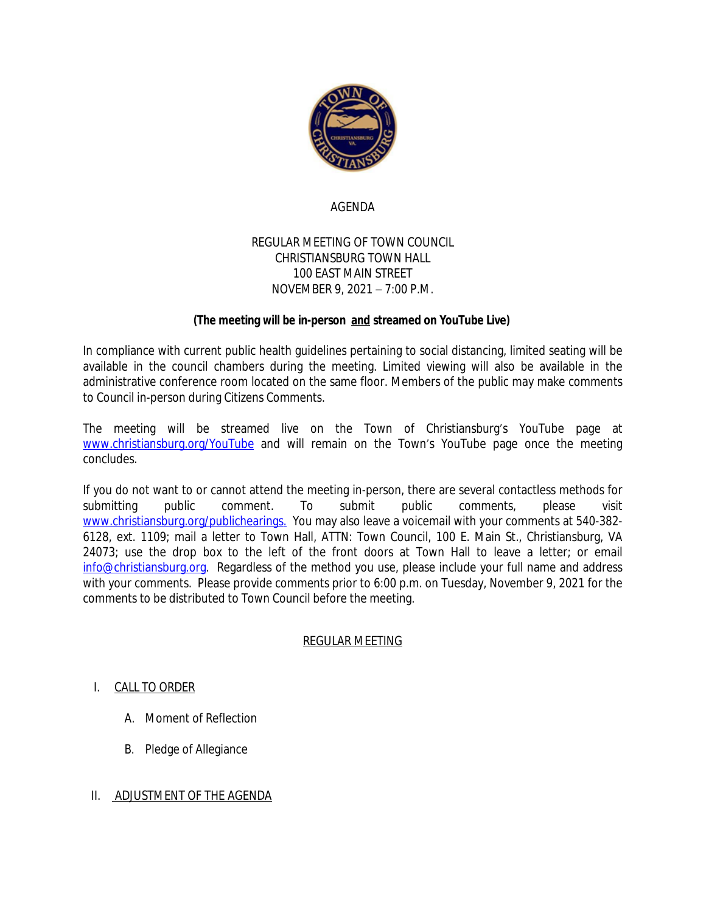# AGENDA

## REGULAR MEETING OF TOWN COUNCIL
## CHRISTIANSBURG TOWN HALL
## 100 EAST MAIN STREET
## NOVEMBER 9, 2021 – 7:00 P.M.

**(The meeting will be in-person and streamed on YouTube Live)**

In compliance with current public health guidelines pertaining to social distancing, limited seating will be available in the council chambers during the meeting. Limited viewing will also be available in the administrative conference room located on the same floor. Members of the public may make comments to Council in-person during Citizens Comments.

The meeting will be streamed live on the Town of Christiansburg's YouTube page at www.christiansburg.org/YouTube and will remain on the Town's YouTube page once the meeting concludes.

If you do not want to or cannot attend the meeting in-person, there are several contactless methods for submitting public comment. To submit public comments, please visit www.christiansburg.org/publichearings. You may also leave a voicemail with your comments at 540-382-6128, ext. 1109; mail a letter to Town Hall, ATTN: Town Council, 100 E. Main St., Christiansburg, VA 24073; use the drop box to the left of the front doors at Town Hall to leave a letter; or email info@christiansburg.org. Regardless of the method you use, please include your full name and address with your comments. Please provide comments prior to 6:00 p.m. on Tuesday, November 9, 2021 for the comments to be distributed to Town Council before the meeting.

## REGULAR MEETING

I. CALL TO ORDER

   A. Moment of Reflection

   B. Pledge of Allegiance

II. ADJUSTMENT OF THE AGENDA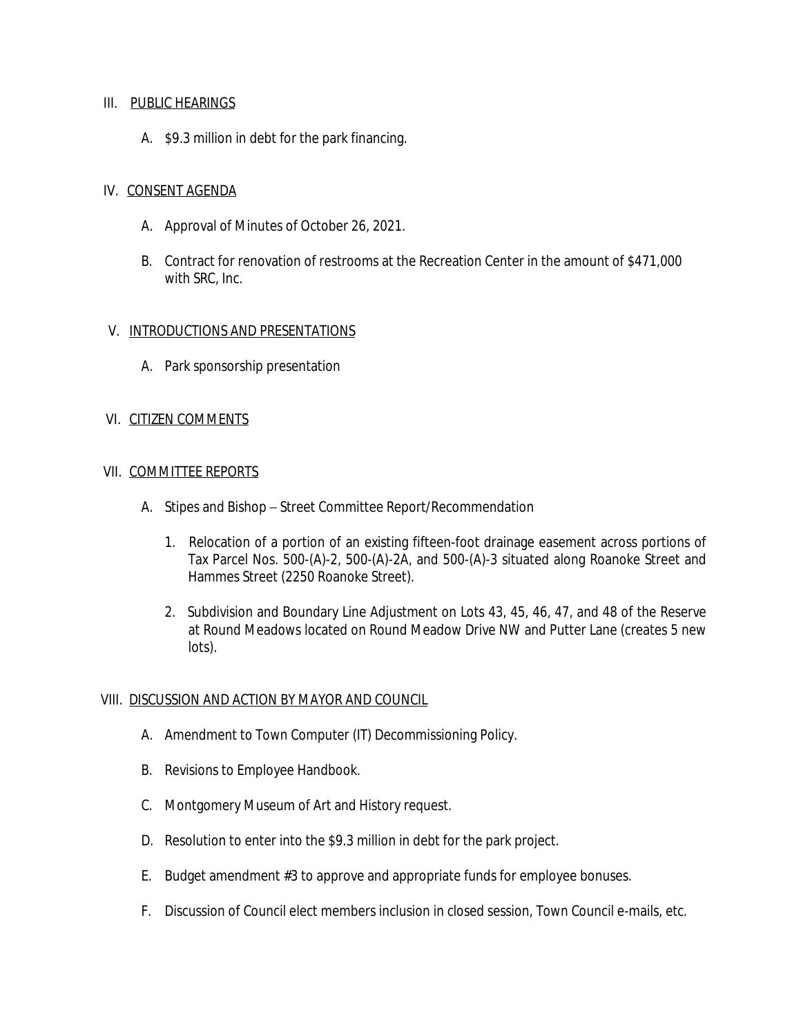## III. PUBLIC HEARINGS

A. $9.3 million in debt for the park financing.

## IV. CONSENT AGENDA

A. Approval of Minutes of October 26, 2021.

B. Contract for renovation of restrooms at the Recreation Center in the amount of $471,000 with SRC, Inc.

## V. INTRODUCTIONS AND PRESENTATIONS

A. Park sponsorship presentation

## VI. CITIZEN COMMENTS

## VII. COMMITTEE REPORTS

A. Stipes and Bishop – Street Committee Report/Recommendation

1. Relocation of a portion of an existing fifteen-foot drainage easement across portions of Tax Parcel Nos. 500-(A)-2, 500-(A)-2A, and 500-(A)-3 situated along Roanoke Street and Hammes Street (2250 Roanoke Street).

2. Subdivision and Boundary Line Adjustment on Lots 43, 45, 46, 47, and 48 of the Reserve at Round Meadows located on Round Meadow Drive NW and Putter Lane (creates 5 new lots).

## VIII. DISCUSSION AND ACTION BY MAYOR AND COUNCIL

A. Amendment to Town Computer (IT) Decommissioning Policy.

B. Revisions to Employee Handbook.

C. Montgomery Museum of Art and History request.

D. Resolution to enter into the $9.3 million in debt for the park project.

E. Budget amendment #3 to approve and appropriate funds for employee bonuses.

F. Discussion of Council elect members inclusion in closed session, Town Council e-mails, etc.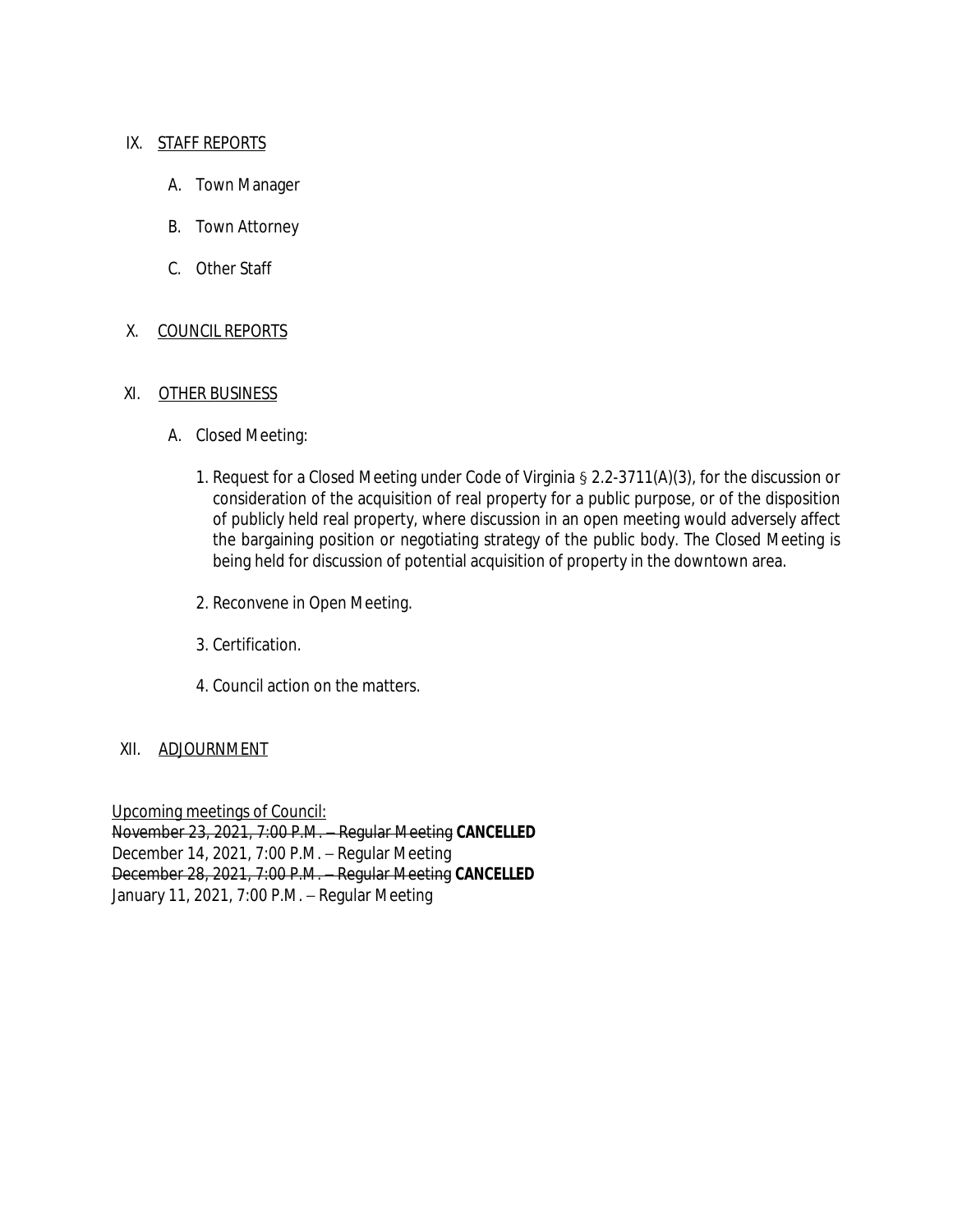IX. STAFF REPORTS

A. Town Manager

B. Town Attorney

C. Other Staff

X. COUNCIL REPORTS

XI. OTHER BUSINESS

A. Closed Meeting:

1. Request for a Closed Meeting under Code of Virginia § 2.2-3711(A)(3), for the discussion or consideration of the acquisition of real property for a public purpose, or of the disposition of publicly held real property, where discussion in an open meeting would adversely affect the bargaining position or negotiating strategy of the public body. The Closed Meeting is being held for discussion of potential acquisition of property in the downtown area.

2. Reconvene in Open Meeting.

3. Certification.

4. Council action on the matters.

XII. ADJOURNMENT

Upcoming meetings of Council:

~~November 23, 2021, 7:00 P.M. – Regular Meeting~~ **CANCELLED**

December 14, 2021, 7:00 P.M. – Regular Meeting

~~December 28, 2021, 7:00 P.M. – Regular Meeting~~ **CANCELLED**

January 11, 2021, 7:00 P.M. – Regular Meeting